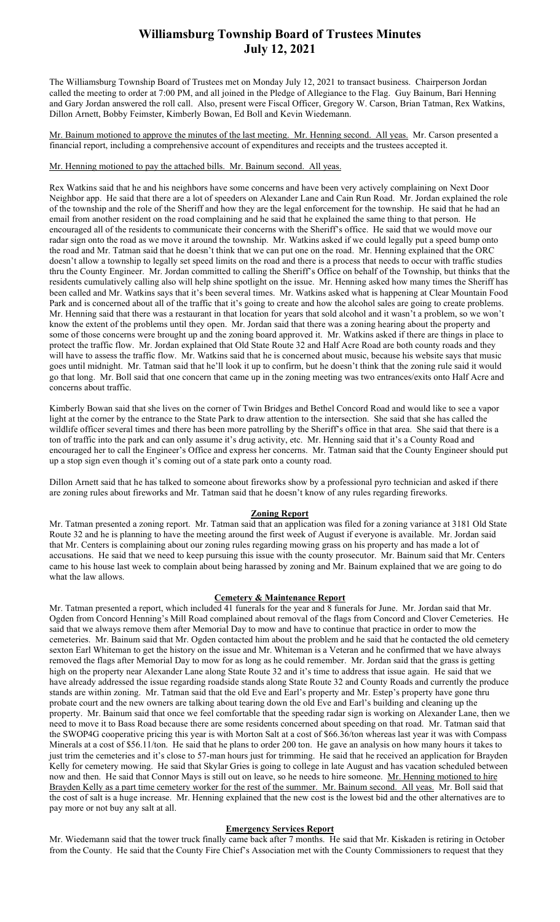# Williamsburg Township Board of Trustees Minutes
# July 12, 2021

The Williamsburg Township Board of Trustees met on Monday July 12, 2021 to transact business. Chairperson Jordan called the meeting to order at 7:00 PM, and all joined in the Pledge of Allegiance to the Flag. Guy Bainum, Bari Henning and Gary Jordan answered the roll call. Also, present were Fiscal Officer, Gregory W. Carson, Brian Tatman, Rex Watkins, Dillon Arnett, Bobby Feimster, Kimberly Bowan, Ed Boll and Kevin Wiedemann.

<u>Mr. Bainum motioned to approve the minutes of the last meeting. Mr. Henning second. All yeas.</u> Mr. Carson presented a financial report, including a comprehensive account of expenditures and receipts and the trustees accepted it.

<u>Mr. Henning motioned to pay the attached bills. Mr. Bainum second. All yeas.</u>

Rex Watkins said that he and his neighbors have some concerns and have been very actively complaining on Next Door Neighbor app. He said that there are a lot of speeders on Alexander Lane and Cain Run Road. Mr. Jordan explained the role of the township and the role of the Sheriff and how they are the legal enforcement for the township. He said that he had an email from another resident on the road complaining and he said that he explained the same thing to that person. He encouraged all of the residents to communicate their concerns with the Sheriff's office. He said that we would move our radar sign onto the road as we move it around the township. Mr. Watkins asked if we could legally put a speed bump onto the road and Mr. Tatman said that he doesn't think that we can put one on the road. Mr. Henning explained that the ORC doesn't allow a township to legally set speed limits on the road and there is a process that needs to occur with traffic studies thru the County Engineer. Mr. Jordan committed to calling the Sheriff's Office on behalf of the Township, but thinks that the residents cumulatively calling also will help shine spotlight on the issue. Mr. Henning asked how many times the Sheriff has been called and Mr. Watkins says that it's been several times. Mr. Watkins asked what is happening at Clear Mountain Food Park and is concerned about all of the traffic that it's going to create and how the alcohol sales are going to create problems. Mr. Henning said that there was a restaurant in that location for years that sold alcohol and it wasn't a problem, so we won't know the extent of the problems until they open. Mr. Jordan said that there was a zoning hearing about the property and some of those concerns were brought up and the zoning board approved it. Mr. Watkins asked if there are things in place to protect the traffic flow. Mr. Jordan explained that Old State Route 32 and Half Acre Road are both county roads and they will have to assess the traffic flow. Mr. Watkins said that he is concerned about music, because his website says that music goes until midnight. Mr. Tatman said that he'll look it up to confirm, but he doesn't think that the zoning rule said it would go that long. Mr. Boll said that one concern that came up in the zoning meeting was two entrances/exits onto Half Acre and concerns about traffic.

Kimberly Bowan said that she lives on the corner of Twin Bridges and Bethel Concord Road and would like to see a vapor light at the corner by the entrance to the State Park to draw attention to the intersection. She said that she has called the wildlife officer several times and there has been more patrolling by the Sheriff's office in that area. She said that there is a ton of traffic into the park and can only assume it's drug activity, etc. Mr. Henning said that it's a County Road and encouraged her to call the Engineer's Office and express her concerns. Mr. Tatman said that the County Engineer should put up a stop sign even though it's coming out of a state park onto a county road.

Dillon Arnett said that he has talked to someone about fireworks show by a professional pyro technician and asked if there are zoning rules about fireworks and Mr. Tatman said that he doesn't know of any rules regarding fireworks.

## <u>Zoning Report</u>

Mr. Tatman presented a zoning report. Mr. Tatman said that an application was filed for a zoning variance at 3181 Old State Route 32 and he is planning to have the meeting around the first week of August if everyone is available. Mr. Jordan said that Mr. Centers is complaining about our zoning rules regarding mowing grass on his property and has made a lot of accusations. He said that we need to keep pursuing this issue with the county prosecutor. Mr. Bainum said that Mr. Centers came to his house last week to complain about being harassed by zoning and Mr. Bainum explained that we are going to do what the law allows.

## <u>Cemetery & Maintenance Report</u>

Mr. Tatman presented a report, which included 41 funerals for the year and 8 funerals for June. Mr. Jordan said that Mr. Ogden from Concord Henning's Mill Road complained about removal of the flags from Concord and Clover Cemeteries. He said that we always remove them after Memorial Day to mow and have to continue that practice in order to mow the cemeteries. Mr. Bainum said that Mr. Ogden contacted him about the problem and he said that he contacted the old cemetery sexton Earl Whiteman to get the history on the issue and Mr. Whiteman is a Veteran and he confirmed that we have always removed the flags after Memorial Day to mow for as long as he could remember. Mr. Jordan said that the grass is getting high on the property near Alexander Lane along State Route 32 and it's time to address that issue again. He said that we have already addressed the issue regarding roadside stands along State Route 32 and County Roads and currently the produce stands are within zoning. Mr. Tatman said that the old Eve and Earl's property and Mr. Estep's property have gone thru probate court and the new owners are talking about tearing down the old Eve and Earl's building and cleaning up the property. Mr. Bainum said that once we feel comfortable that the speeding radar sign is working on Alexander Lane, then we need to move it to Bass Road because there are some residents concerned about speeding on that road. Mr. Tatman said that the SWOP4G cooperative pricing this year is with Morton Salt at a cost of $66.36/ton whereas last year it was with Compass Minerals at a cost of $56.11/ton. He said that he plans to order 200 ton. He gave an analysis on how many hours it takes to just trim the cemeteries and it's close to 57-man hours just for trimming. He said that he received an application for Brayden Kelly for cemetery mowing. He said that Skylar Gries is going to college in late August and has vacation scheduled between now and then. He said that Connor Mays is still out on leave, so he needs to hire someone. <u>Mr. Henning motioned to hire Brayden Kelly as a part time cemetery worker for the rest of the summer. Mr. Bainum second. All yeas.</u> Mr. Boll said that the cost of salt is a huge increase. Mr. Henning explained that the new cost is the lowest bid and the other alternatives are to pay more or not buy any salt at all.

## <u>Emergency Services Report</u>

Mr. Wiedemann said that the tower truck finally came back after 7 months. He said that Mr. Kiskaden is retiring in October from the County. He said that the County Fire Chief's Association met with the County Commissioners to request that they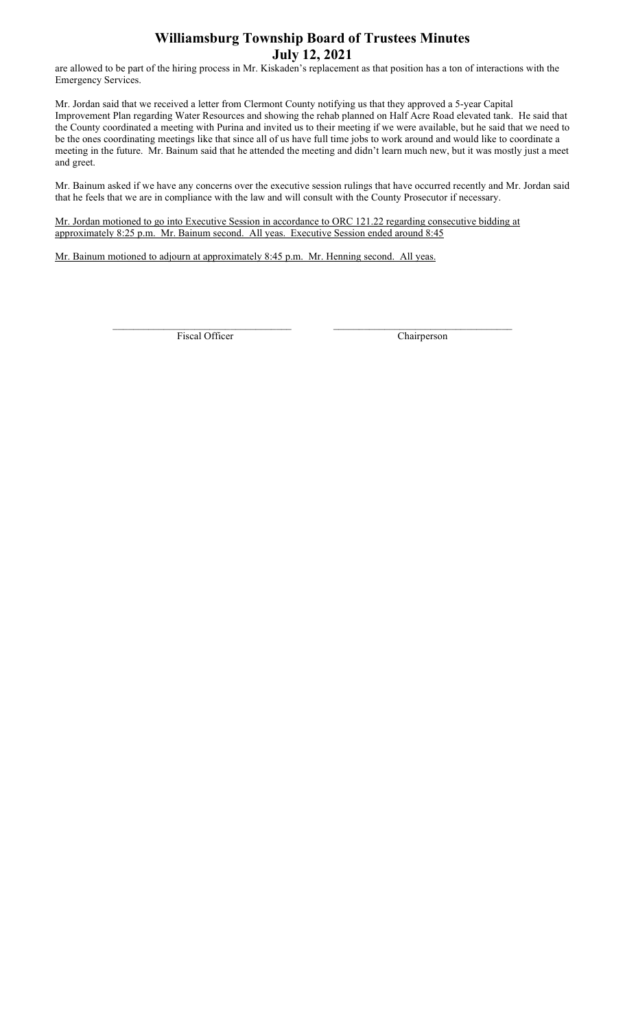are allowed to be part of the hiring process in Mr. Kiskaden's replacement as that position has a ton of interactions with the Emergency Services.

Mr. Jordan said that we received a letter from Clermont County notifying us that they approved a 5-year Capital Improvement Plan regarding Water Resources and showing the rehab planned on Half Acre Road elevated tank. He said that the County coordinated a meeting with Purina and invited us to their meeting if we were available, but he said that we need to be the ones coordinating meetings like that since all of us have full time jobs to work around and would like to coordinate a meeting in the future. Mr. Bainum said that he attended the meeting and didn't learn much new, but it was mostly just a meet and greet.

Mr. Bainum asked if we have any concerns over the executive session rulings that have occurred recently and Mr. Jordan said that he feels that we are in compliance with the law and will consult with the County Prosecutor if necessary.

Mr. Jordan motioned to go into Executive Session in accordance to ORC 121.22 regarding consecutive bidding at approximately 8:25 p.m. Mr. Bainum second. All yeas. Executive Session ended around 8:45

Mr. Bainum motioned to adjourn at approximately 8:45 p.m. Mr. Henning second. All yeas.

___________________________________ ___________________________________

Fiscal Officer Chairperson